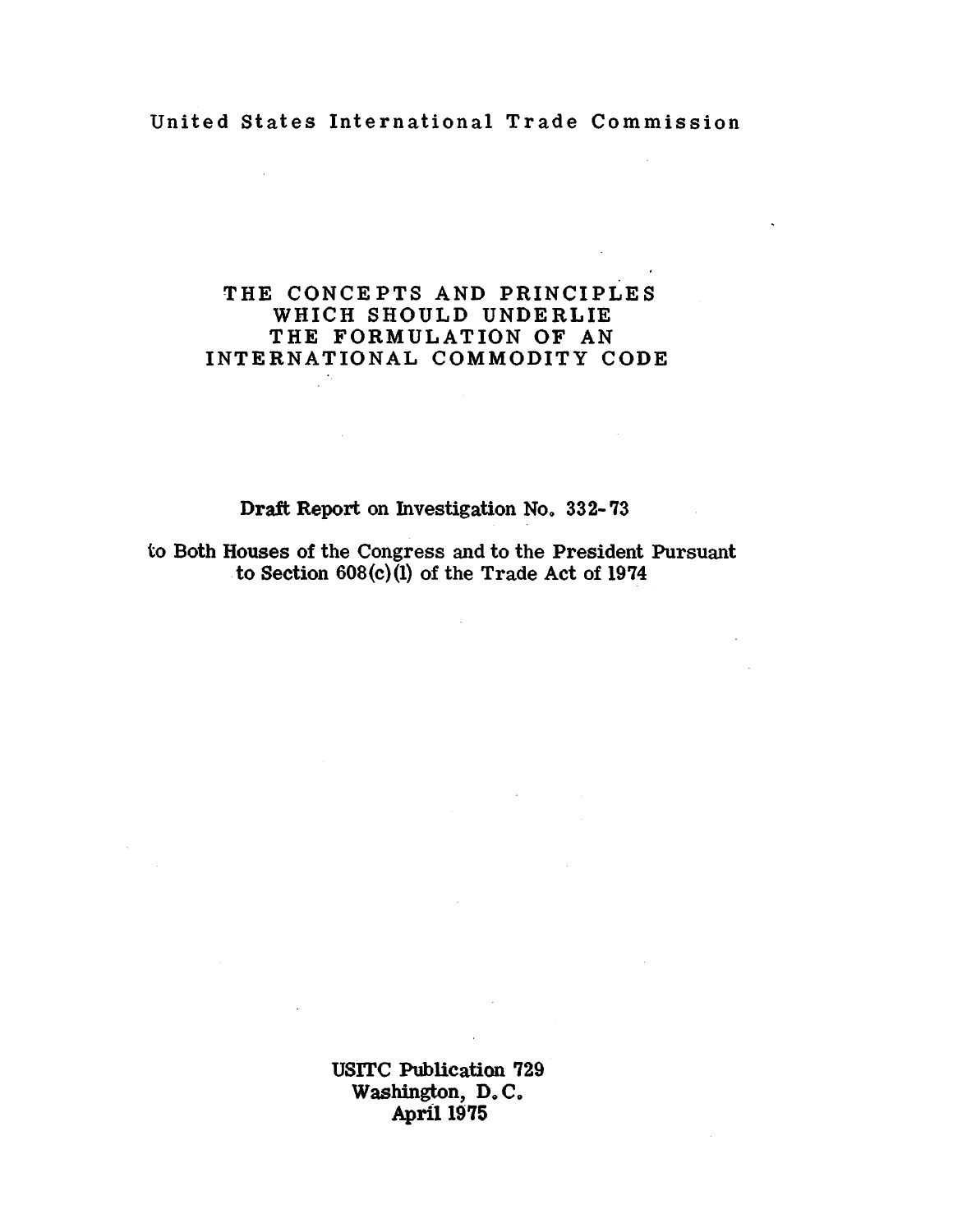United States International Trade Commission

# THE CONCEPTS AND PRINCIPLES WHICH SHOULD UNDERLIE THE FORMULATION OF AN INTERNATIONAL COMMODITY CODE

**Draft Report on Investigation No. 332-73**

**to Both Houses of the Congress and to the President Pursuant to Section 608(c)(1) of the Trade Act of 1974**

**USITC Publication 729**
**Washington, D. C.**
**April 1975**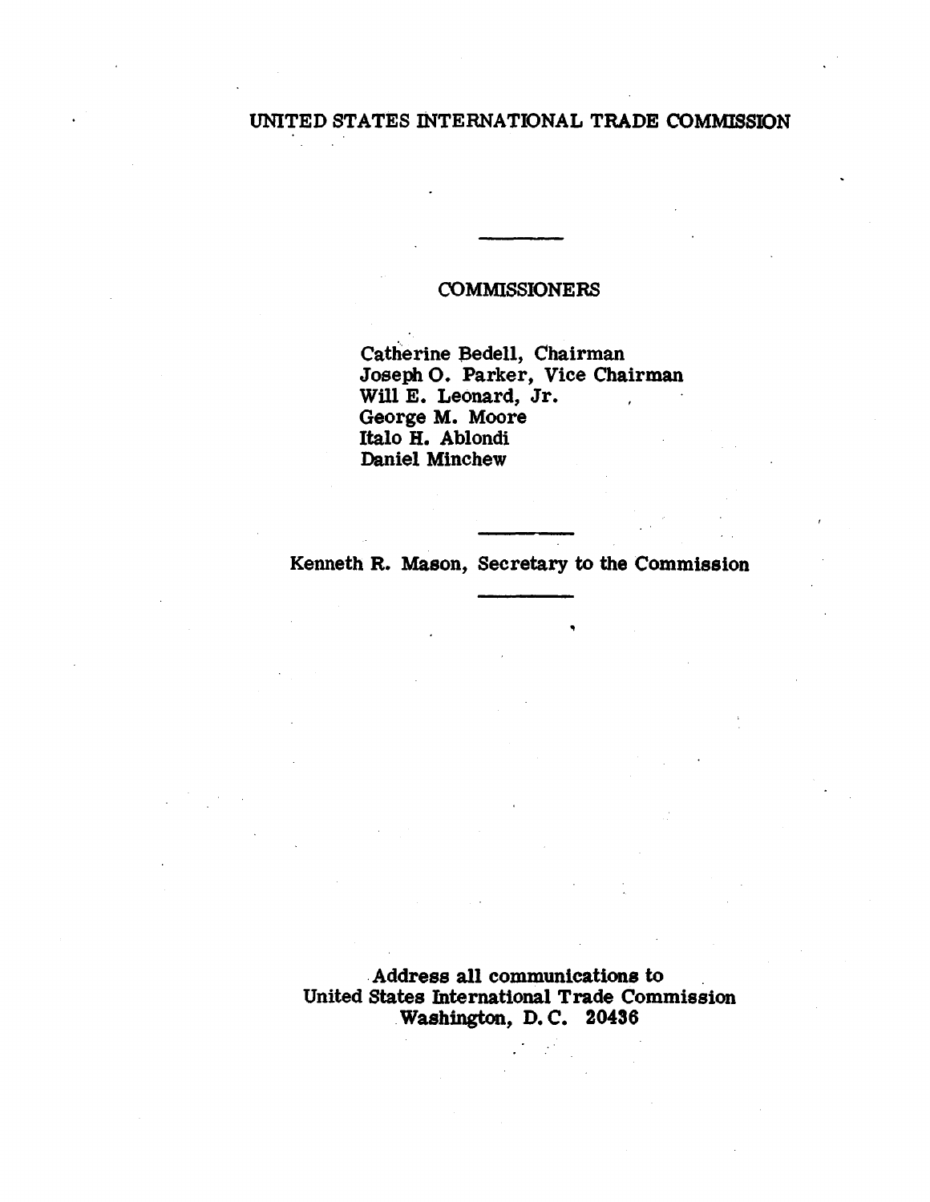UNITED STATES INTERNATIONAL TRADE COMMISSION

---

COMMISSIONERS

Catherine Bedell, Chairman
Joseph O. Parker, Vice Chairman
Will E. Leonard, Jr.
George M. Moore
Italo H. Ablondi
Daniel Minchew

---

Kenneth R. Mason, Secretary to the Commission

---

**Address all communications to**
**United States International Trade Commission**
**Washington, D. C. 20436**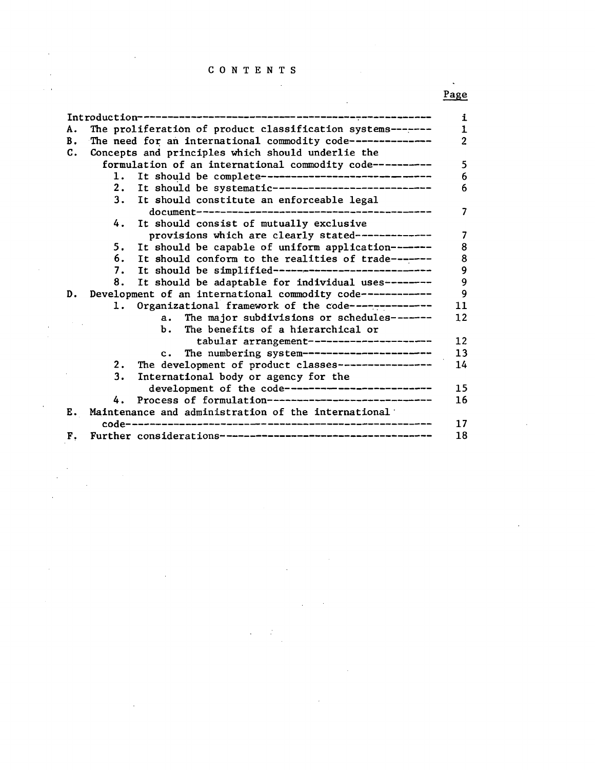# CONTENTS

| | Page |
|---|---|
| Introduction | i |
| A. The proliferation of product classification systems | 1 |
| B. The need for an international commodity code | 2 |
| C. Concepts and principles which should underlie the formulation of an international commodity code | 5 |
| 1. It should be complete | 6 |
| 2. It should be systematic | 6 |
| 3. It should constitute an enforceable legal document | 7 |
| 4. It should consist of mutually exclusive provisions which are clearly stated | 7 |
| 5. It should be capable of uniform application | 8 |
| 6. It should conform to the realities of trade | 8 |
| 7. It should be simplified | 9 |
| 8. It should be adaptable for individual uses | 9 |
| D. Development of an international commodity code | 9 |
| 1. Organizational framework of the code | 11 |
| a. The major subdivisions or schedules | 12 |
| b. The benefits of a hierarchical or tabular arrangement | 12 |
| c. The numbering system | 13 |
| 2. The development of product classes | 14 |
| 3. International body or agency for the development of the code | 15 |
| 4. Process of formulation | 16 |
| E. Maintenance and administration of the international code | 17 |
| F. Further considerations | 18 |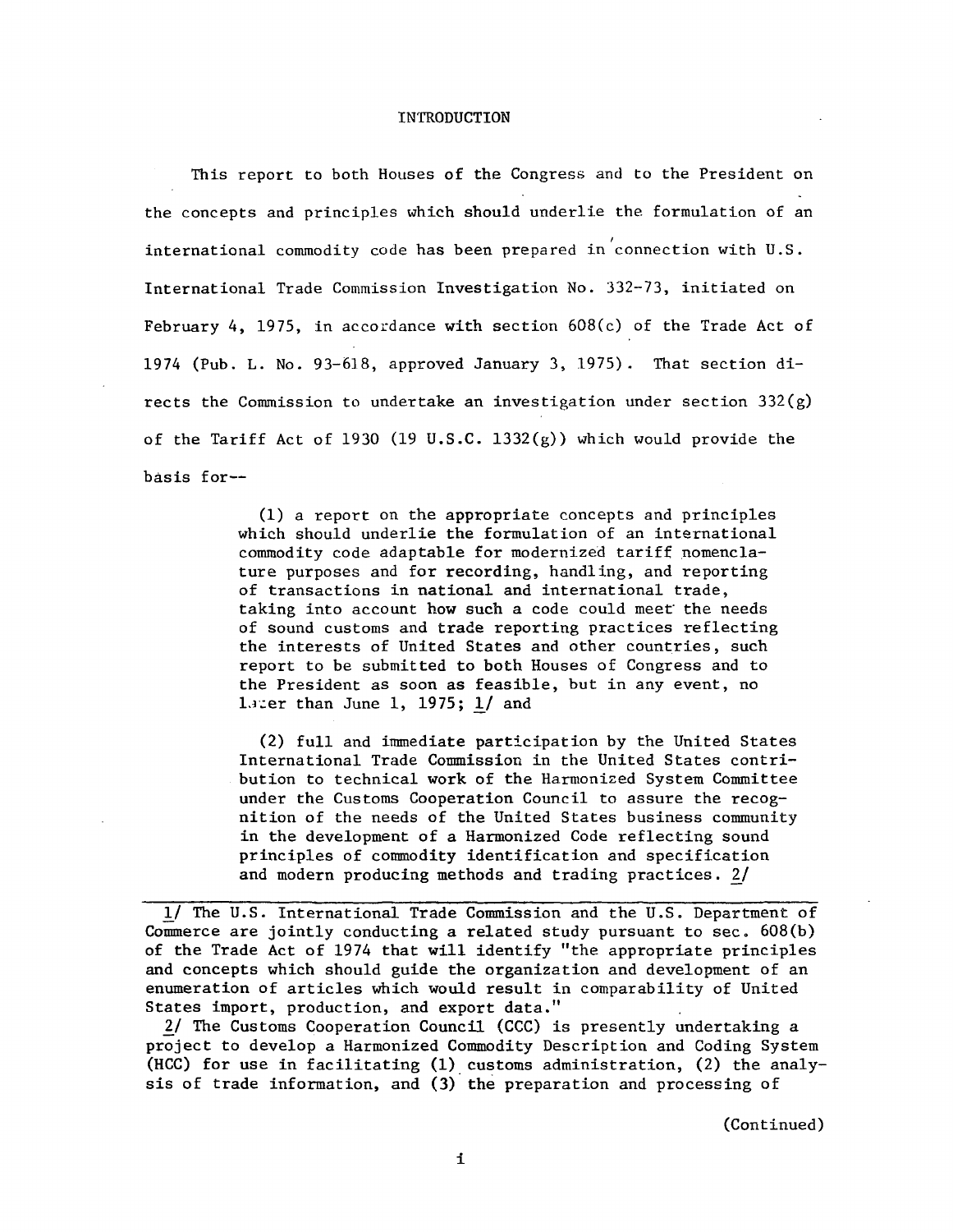# INTRODUCTION

This report to both Houses of the Congress and to the President on the concepts and principles which should underlie the formulation of an international commodity code has been prepared in connection with U.S. International Trade Commission Investigation No. 332-73, initiated on February 4, 1975, in accordance with section 608(c) of the Trade Act of 1974 (Pub. L. No. 93-618, approved January 3, 1975). That section directs the Commission to undertake an investigation under section 332(g) of the Tariff Act of 1930 (19 U.S.C. 1332(g)) which would provide the basis for--

> (1) a report on the appropriate concepts and principles which should underlie the formulation of an international commodity code adaptable for modernized tariff nomenclature purposes and for recording, handling, and reporting of transactions in national and international trade, taking into account how such a code could meet the needs of sound customs and trade reporting practices reflecting the interests of United States and other countries, such report to be submitted to both Houses of Congress and to the President as soon as feasible, but in any event, no later than June 1, 1975; 1/ and
>
> (2) full and immediate participation by the United States International Trade Commission in the United States contribution to technical work of the Harmonized System Committee under the Customs Cooperation Council to assure the recognition of the needs of the United States business community in the development of a Harmonized Code reflecting sound principles of commodity identification and specification and modern producing methods and trading practices. 2/

---

1/ The U.S. International Trade Commission and the U.S. Department of Commerce are jointly conducting a related study pursuant to sec. 608(b) of the Trade Act of 1974 that will identify "the appropriate principles and concepts which should guide the organization and development of an enumeration of articles which would result in comparability of United States import, production, and export data."

2/ The Customs Cooperation Council (CCC) is presently undertaking a project to develop a Harmonized Commodity Description and Coding System (HCC) for use in facilitating (1) customs administration, (2) the analysis of trade information, and (3) the preparation and processing of

(Continued)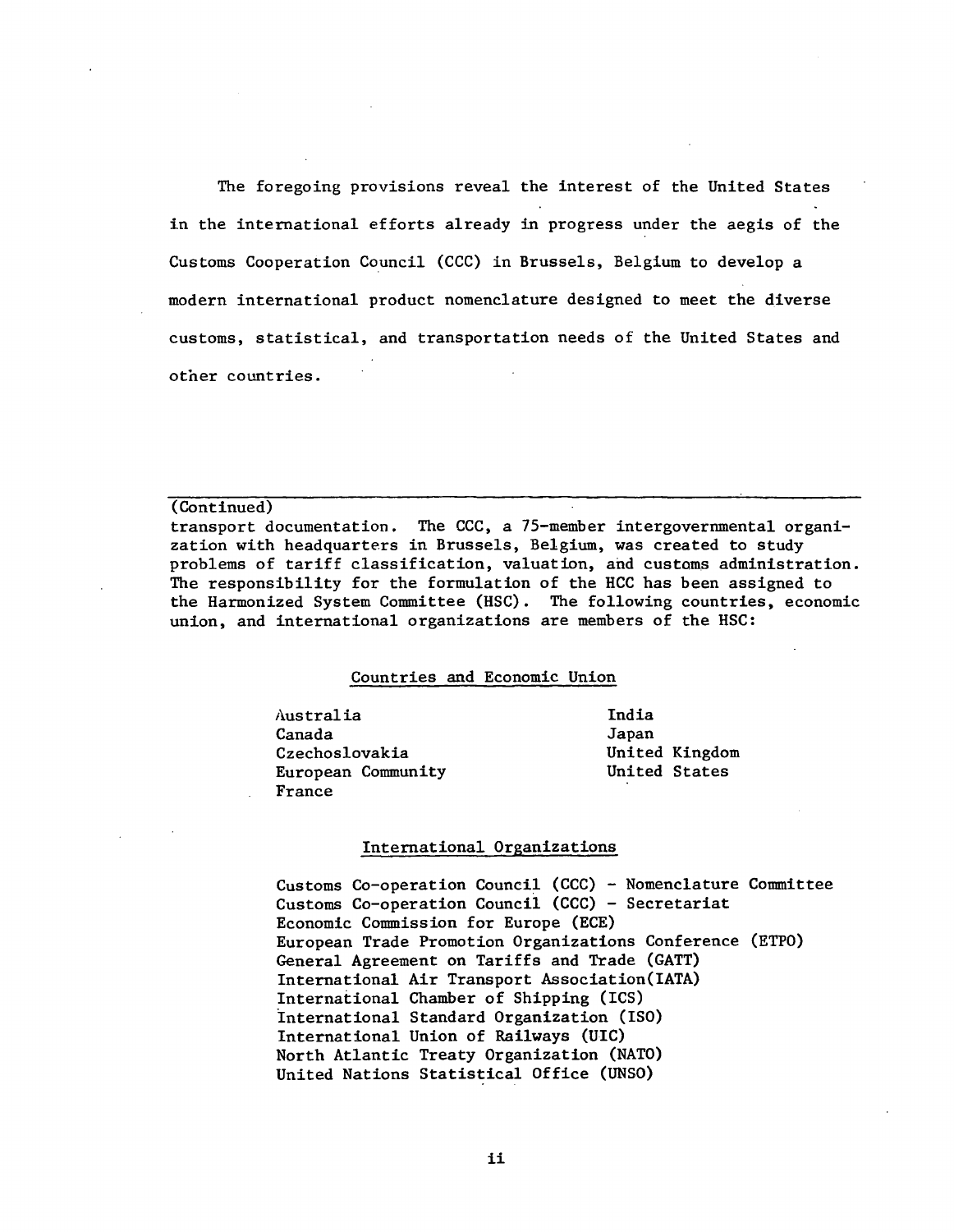The foregoing provisions reveal the interest of the United States in the international efforts already in progress under the aegis of the Customs Cooperation Council (CCC) in Brussels, Belgium to develop a modern international product nomenclature designed to meet the diverse customs, statistical, and transportation needs of the United States and other countries.

---

(Continued)
transport documentation. The CCC, a 75-member intergovernmental organization with headquarters in Brussels, Belgium, was created to study problems of tariff classification, valuation, and customs administration. The responsibility for the formulation of the HCC has been assigned to the Harmonized System Committee (HSC). The following countries, economic union, and international organizations are members of the HSC:

Countries and Economic Union

- Australia
- Canada
- Czechoslovakia
- European Community
- France
- India
- Japan
- United Kingdom
- United States

International Organizations

- Customs Co-operation Council (CCC) - Nomenclature Committee
- Customs Co-operation Council (CCC) - Secretariat
- Economic Commission for Europe (ECE)
- European Trade Promotion Organizations Conference (ETPO)
- General Agreement on Tariffs and Trade (GATT)
- International Air Transport Association(IATA)
- International Chamber of Shipping (ICS)
- International Standard Organization (ISO)
- International Union of Railways (UIC)
- North Atlantic Treaty Organization (NATO)
- United Nations Statistical Office (UNSO)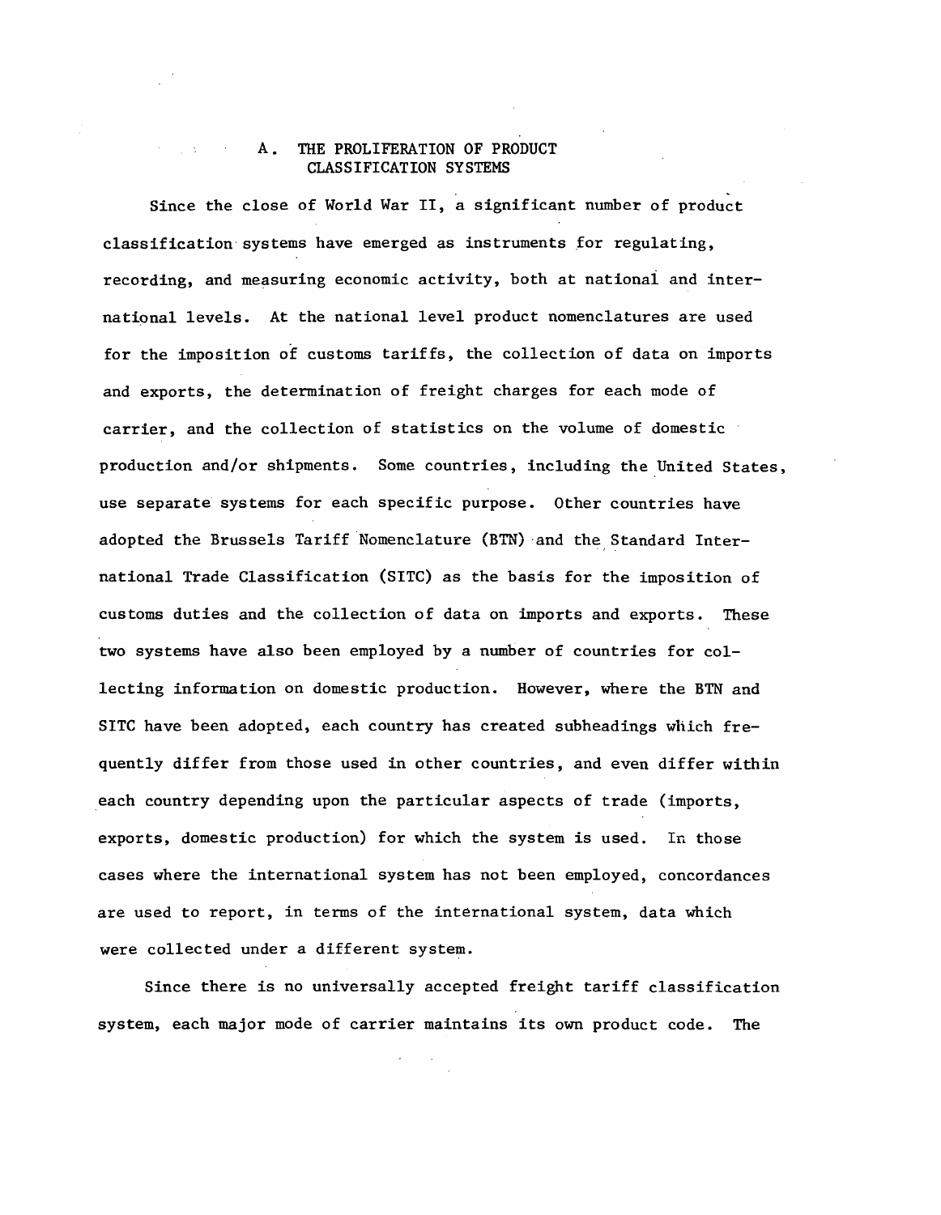## A. THE PROLIFERATION OF PRODUCT CLASSIFICATION SYSTEMS

Since the close of World War II, a significant number of product classification systems have emerged as instruments for regulating, recording, and measuring economic activity, both at national and international levels. At the national level product nomenclatures are used for the imposition of customs tariffs, the collection of data on imports and exports, the determination of freight charges for each mode of carrier, and the collection of statistics on the volume of domestic production and/or shipments. Some countries, including the United States, use separate systems for each specific purpose. Other countries have adopted the Brussels Tariff Nomenclature (BTN) and the Standard International Trade Classification (SITC) as the basis for the imposition of customs duties and the collection of data on imports and exports. These two systems have also been employed by a number of countries for collecting information on domestic production. However, where the BTN and SITC have been adopted, each country has created subheadings which frequently differ from those used in other countries, and even differ within each country depending upon the particular aspects of trade (imports, exports, domestic production) for which the system is used. In those cases where the international system has not been employed, concordances are used to report, in terms of the international system, data which were collected under a different system.

Since there is no universally accepted freight tariff classification system, each major mode of carrier maintains its own product code. The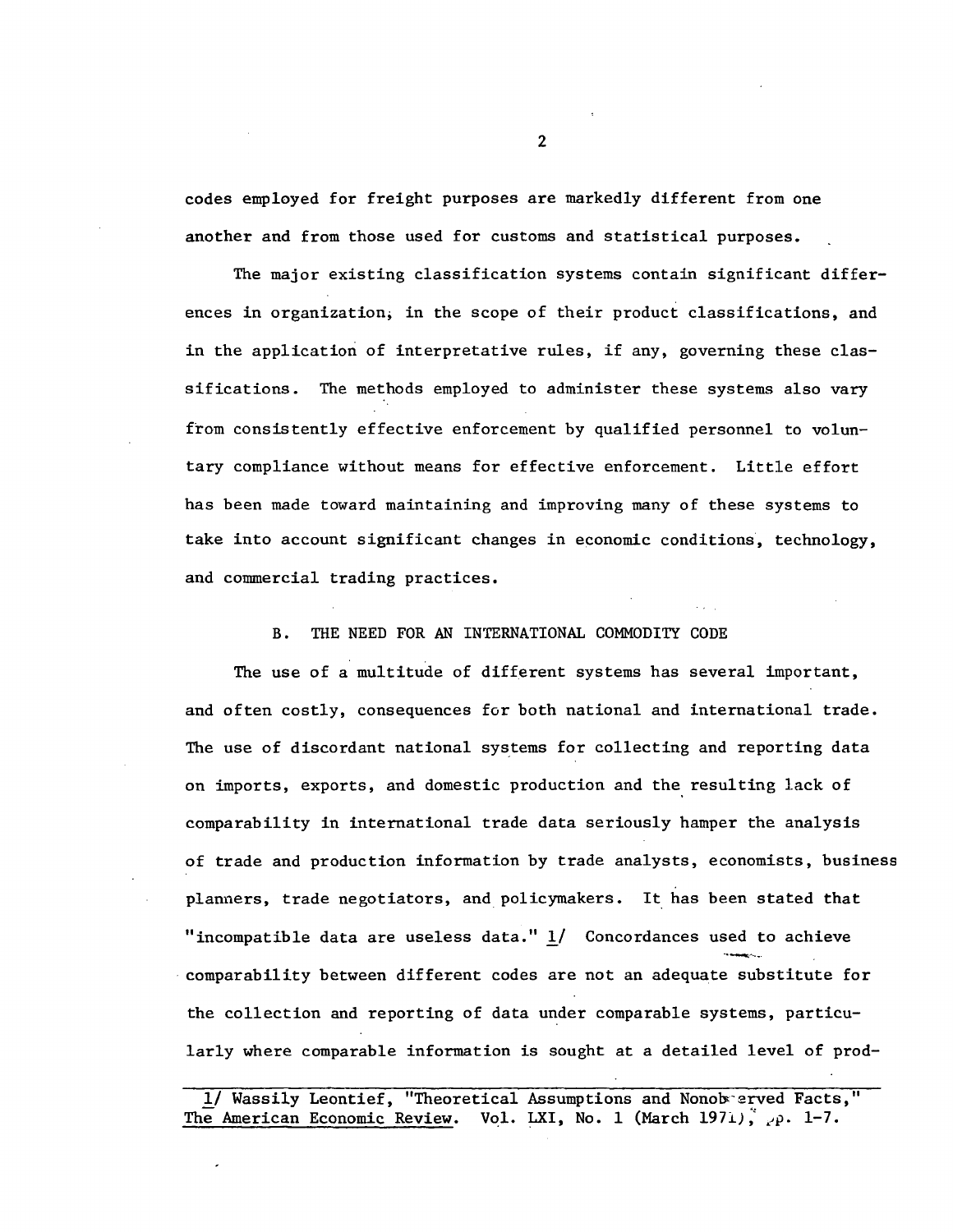codes employed for freight purposes are markedly different from one another and from those used for customs and statistical purposes.

The major existing classification systems contain significant differences in organization, in the scope of their product classifications, and in the application of interpretative rules, if any, governing these classifications. The methods employed to administer these systems also vary from consistently effective enforcement by qualified personnel to voluntary compliance without means for effective enforcement. Little effort has been made toward maintaining and improving many of these systems to take into account significant changes in economic conditions, technology, and commercial trading practices.

### B. THE NEED FOR AN INTERNATIONAL COMMODITY CODE

The use of a multitude of different systems has several important, and often costly, consequences for both national and international trade. The use of discordant national systems for collecting and reporting data on imports, exports, and domestic production and the resulting lack of comparability in international trade data seriously hamper the analysis of trade and production information by trade analysts, economists, business planners, trade negotiators, and policymakers. It has been stated that "incompatible data are useless data." [1] Concordances used to achieve comparability between different codes are not an adequate substitute for the collection and reporting of data under comparable systems, particularly where comparable information is sought at a detailed level of prod-

---

1/ Wassily Leontief, "Theoretical Assumptions and Nonobserved Facts," The American Economic Review. Vol. LXI, No. 1 (March 1971), pp. 1-7.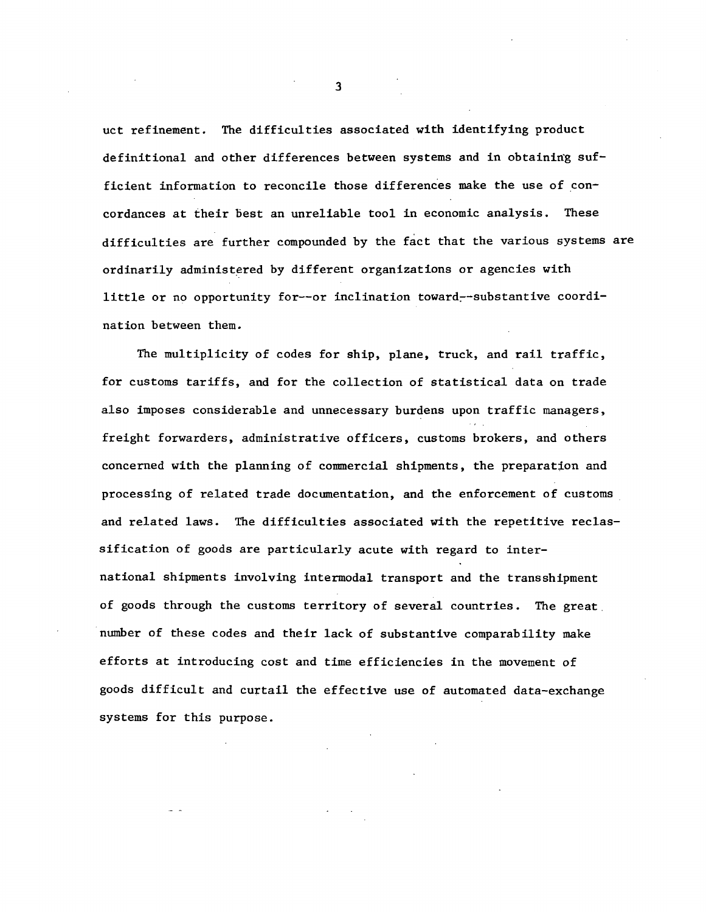uct refinement. The difficulties associated with identifying product definitional and other differences between systems and in obtaining sufficient information to reconcile those differences make the use of concordances at their best an unreliable tool in economic analysis. These difficulties are further compounded by the fact that the various systems are ordinarily administered by different organizations or agencies with little or no opportunity for--or inclination toward--substantive coordination between them.

The multiplicity of codes for ship, plane, truck, and rail traffic, for customs tariffs, and for the collection of statistical data on trade also imposes considerable and unnecessary burdens upon traffic managers, freight forwarders, administrative officers, customs brokers, and others concerned with the planning of commercial shipments, the preparation and processing of related trade documentation, and the enforcement of customs and related laws. The difficulties associated with the repetitive reclassification of goods are particularly acute with regard to international shipments involving intermodal transport and the transshipment of goods through the customs territory of several countries. The great number of these codes and their lack of substantive comparability make efforts at introducing cost and time efficiencies in the movement of goods difficult and curtail the effective use of automated data-exchange systems for this purpose.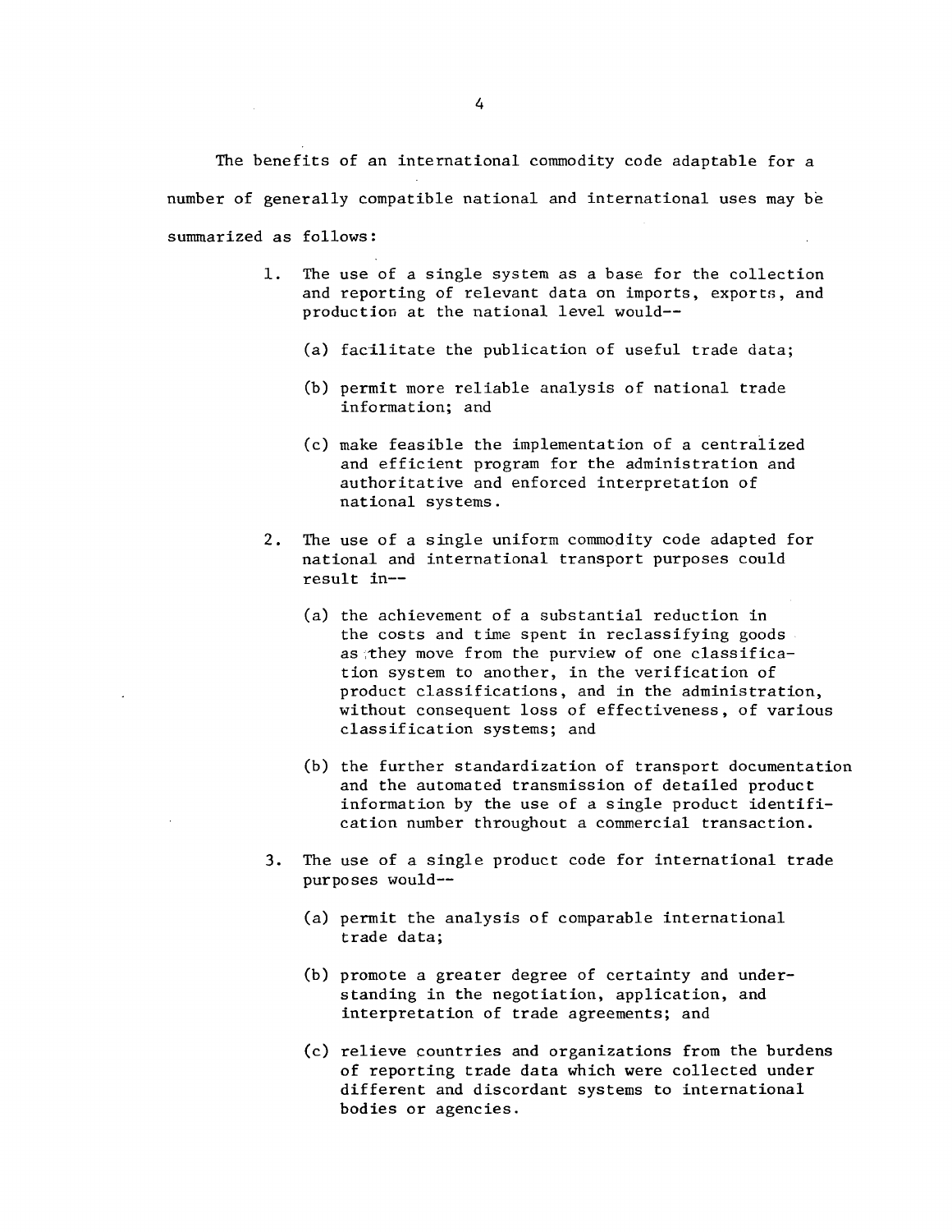The benefits of an international commodity code adaptable for a number of generally compatible national and international uses may be summarized as follows:

1. The use of a single system as a base for the collection and reporting of relevant data on imports, exports, and production at the national level would--

   (a) facilitate the publication of useful trade data;

   (b) permit more reliable analysis of national trade information; and

   (c) make feasible the implementation of a centralized and efficient program for the administration and authoritative and enforced interpretation of national systems.

2. The use of a single uniform commodity code adapted for national and international transport purposes could result in--

   (a) the achievement of a substantial reduction in the costs and time spent in reclassifying goods as they move from the purview of one classification system to another, in the verification of product classifications, and in the administration, without consequent loss of effectiveness, of various classification systems; and

   (b) the further standardization of transport documentation and the automated transmission of detailed product information by the use of a single product identification number throughout a commercial transaction.

3. The use of a single product code for international trade purposes would--

   (a) permit the analysis of comparable international trade data;

   (b) promote a greater degree of certainty and understanding in the negotiation, application, and interpretation of trade agreements; and

   (c) relieve countries and organizations from the burdens of reporting trade data which were collected under different and discordant systems to international bodies or agencies.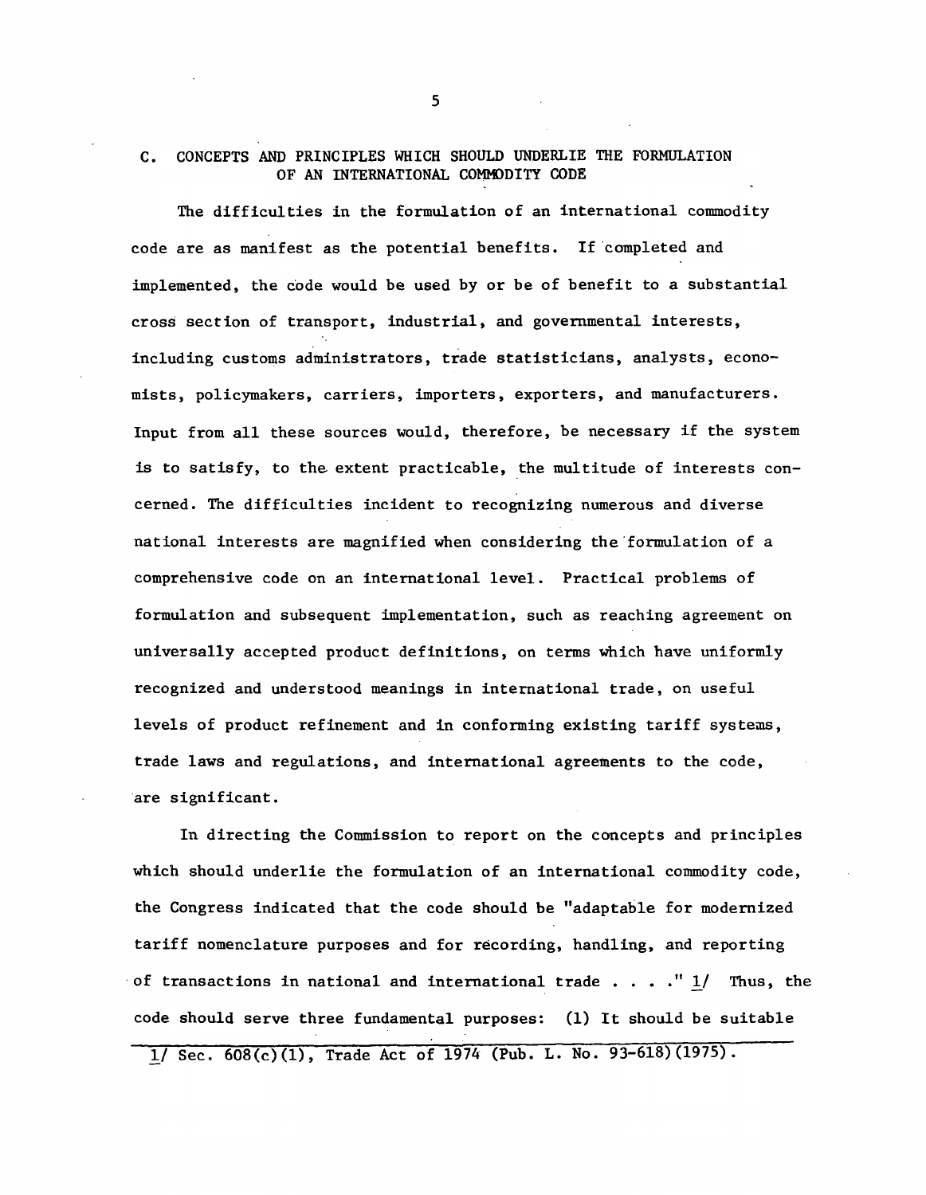## C. CONCEPTS AND PRINCIPLES WHICH SHOULD UNDERLIE THE FORMULATION OF AN INTERNATIONAL COMMODITY CODE

The difficulties in the formulation of an international commodity code are as manifest as the potential benefits. If completed and implemented, the code would be used by or be of benefit to a substantial cross section of transport, industrial, and governmental interests, including customs administrators, trade statisticians, analysts, economists, policymakers, carriers, importers, exporters, and manufacturers. Input from all these sources would, therefore, be necessary if the system is to satisfy, to the extent practicable, the multitude of interests concerned. The difficulties incident to recognizing numerous and diverse national interests are magnified when considering the formulation of a comprehensive code on an international level. Practical problems of formulation and subsequent implementation, such as reaching agreement on universally accepted product definitions, on terms which have uniformly recognized and understood meanings in international trade, on useful levels of product refinement and in conforming existing tariff systems, trade laws and regulations, and international agreements to the code, are significant.

In directing the Commission to report on the concepts and principles which should underlie the formulation of an international commodity code, the Congress indicated that the code should be "adaptable for modernized tariff nomenclature purposes and for recording, handling, and reporting of transactions in national and international trade . . . ." 1/ Thus, the code should serve three fundamental purposes: (1) It should be suitable

1/ Sec. 608(c)(1), Trade Act of 1974 (Pub. L. No. 93-618)(1975).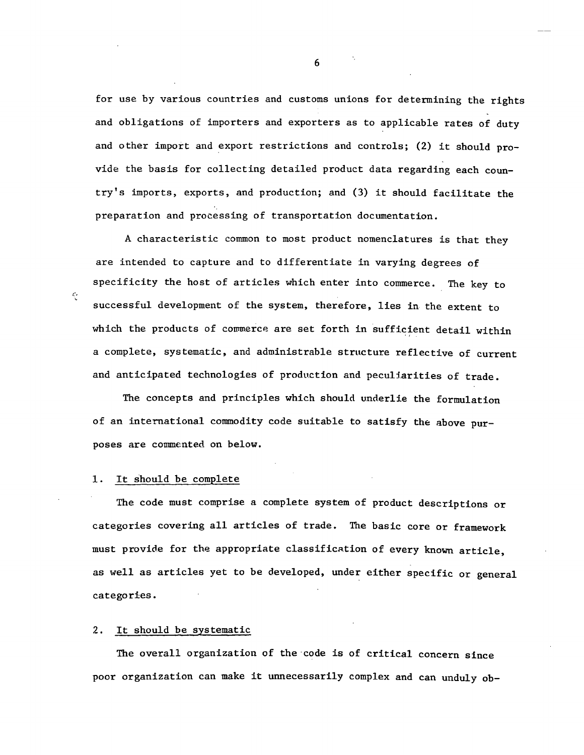for use by various countries and customs unions for determining the rights and obligations of importers and exporters as to applicable rates of duty and other import and export restrictions and controls; (2) it should provide the basis for collecting detailed product data regarding each country's imports, exports, and production; and (3) it should facilitate the preparation and processing of transportation documentation.

A characteristic common to most product nomenclatures is that they are intended to capture and to differentiate in varying degrees of specificity the host of articles which enter into commerce. The key to successful development of the system, therefore, lies in the extent to which the products of commerce are set forth in sufficient detail within a complete, systematic, and administrable structure reflective of current and anticipated technologies of production and peculiarities of trade.

The concepts and principles which should underlie the formulation of an international commodity code suitable to satisfy the above purposes are commented on below.

1. <u>It should be complete</u>

The code must comprise a complete system of product descriptions or categories covering all articles of trade. The basic core or framework must provide for the appropriate classification of every known article, as well as articles yet to be developed, under either specific or general categories.

2. <u>It should be systematic</u>

The overall organization of the code is of critical concern since poor organization can make it unnecessarily complex and can unduly ob-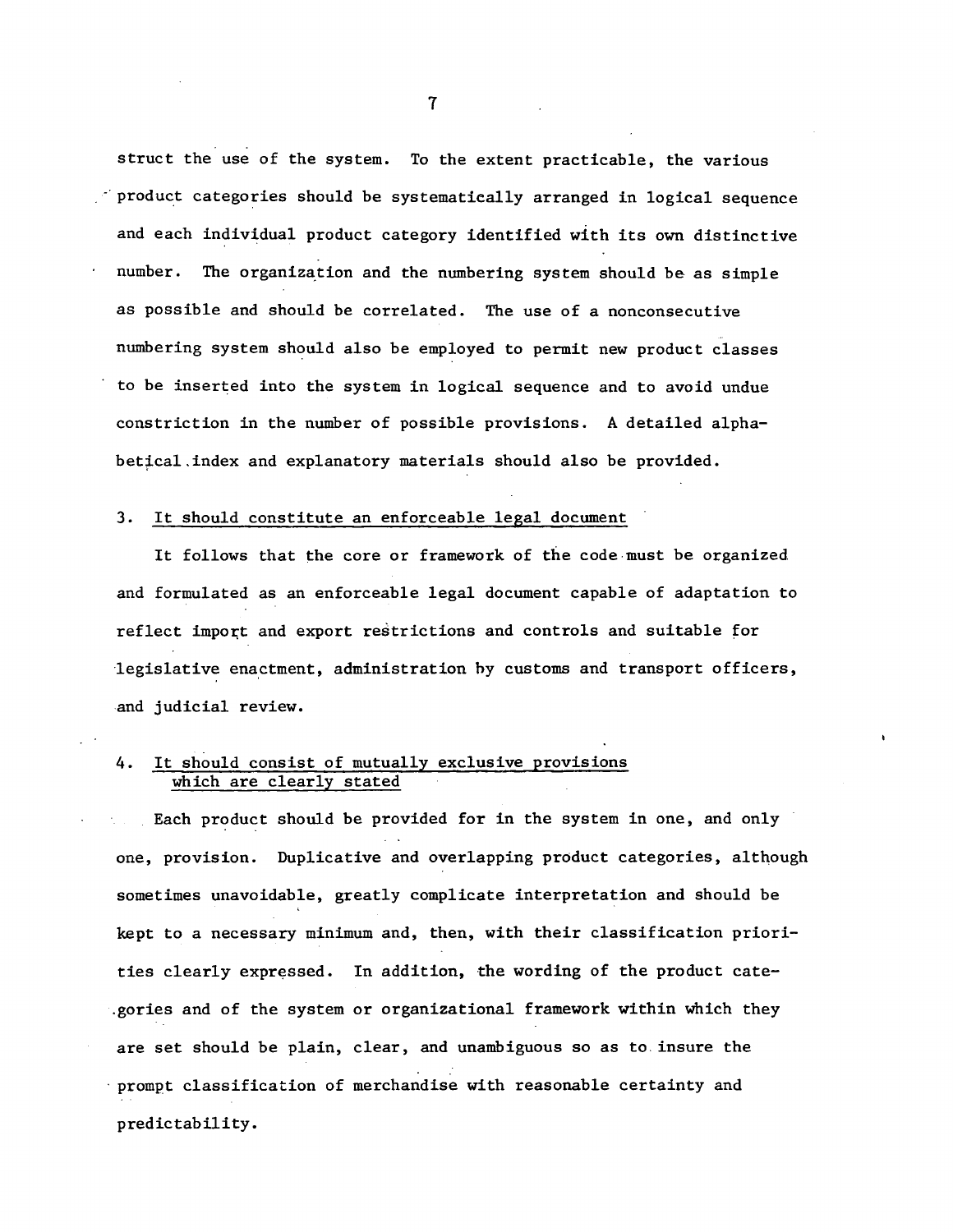struct the use of the system. To the extent practicable, the various product categories should be systematically arranged in logical sequence and each individual product category identified with its own distinctive number. The organization and the numbering system should be as simple as possible and should be correlated. The use of a nonconsecutive numbering system should also be employed to permit new product classes to be inserted into the system in logical sequence and to avoid undue constriction in the number of possible provisions. A detailed alphabetical index and explanatory materials should also be provided.

### 3. It should constitute an enforceable legal document

It follows that the core or framework of the code must be organized and formulated as an enforceable legal document capable of adaptation to reflect import and export restrictions and controls and suitable for legislative enactment, administration by customs and transport officers, and judicial review.

### 4. It should consist of mutually exclusive provisions which are clearly stated

Each product should be provided for in the system in one, and only one, provision. Duplicative and overlapping product categories, although sometimes unavoidable, greatly complicate interpretation and should be kept to a necessary minimum and, then, with their classification priorities clearly expressed. In addition, the wording of the product categories and of the system or organizational framework within which they are set should be plain, clear, and unambiguous so as to insure the prompt classification of merchandise with reasonable certainty and predictability.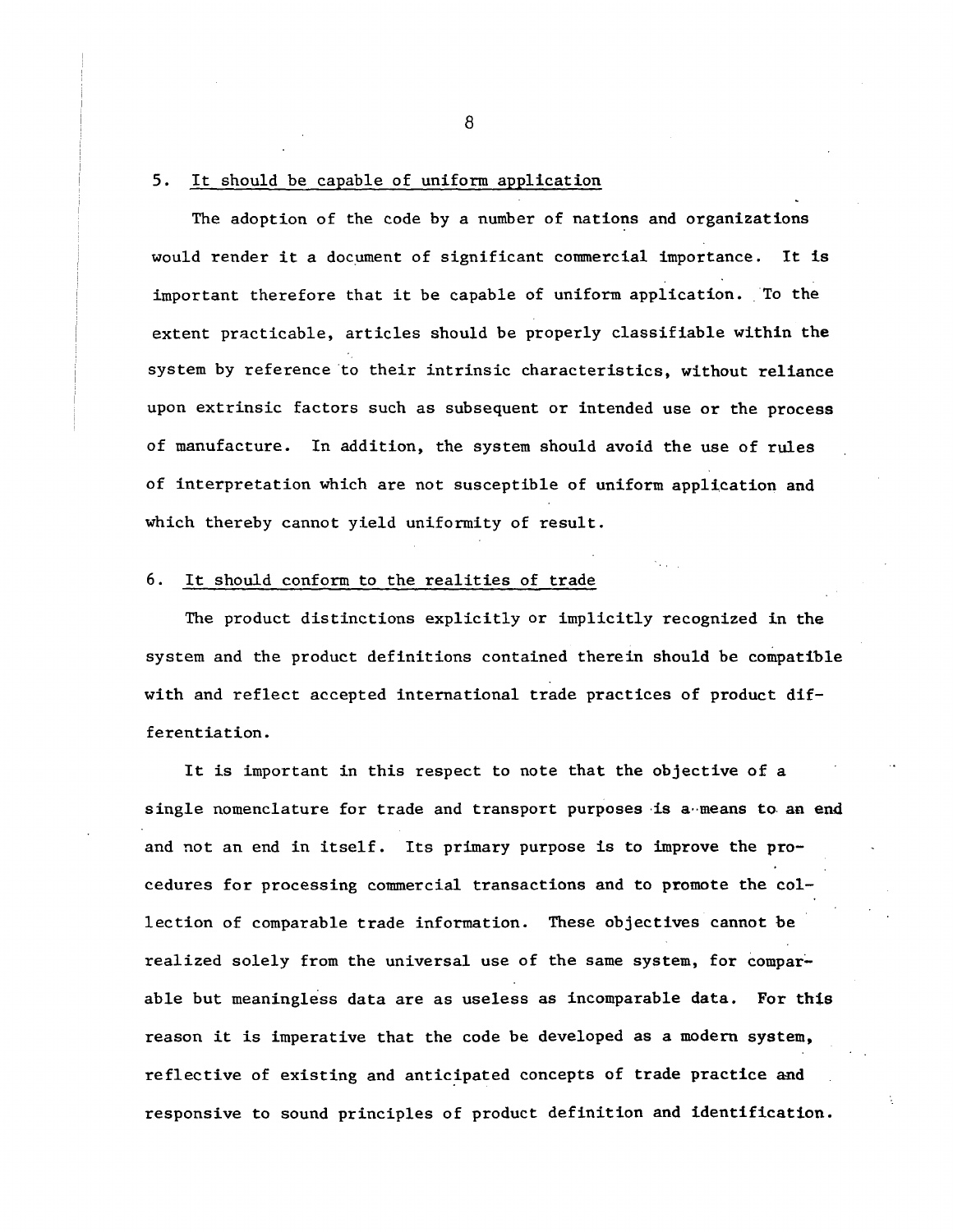5. It should be capable of uniform application

The adoption of the code by a number of nations and organizations would render it a document of significant commercial importance. It is important therefore that it be capable of uniform application. To the extent practicable, articles should be properly classifiable within the system by reference to their intrinsic characteristics, without reliance upon extrinsic factors such as subsequent or intended use or the process of manufacture. In addition, the system should avoid the use of rules of interpretation which are not susceptible of uniform application and which thereby cannot yield uniformity of result.

6. It should conform to the realities of trade

The product distinctions explicitly or implicitly recognized in the system and the product definitions contained therein should be compatible with and reflect accepted international trade practices of product differentiation.

It is important in this respect to note that the objective of a single nomenclature for trade and transport purposes is a means to an end and not an end in itself. Its primary purpose is to improve the procedures for processing commercial transactions and to promote the collection of comparable trade information. These objectives cannot be realized solely from the universal use of the same system, for comparable but meaningless data are as useless as incomparable data. For this reason it is imperative that the code be developed as a modern system, reflective of existing and anticipated concepts of trade practice and responsive to sound principles of product definition and identification.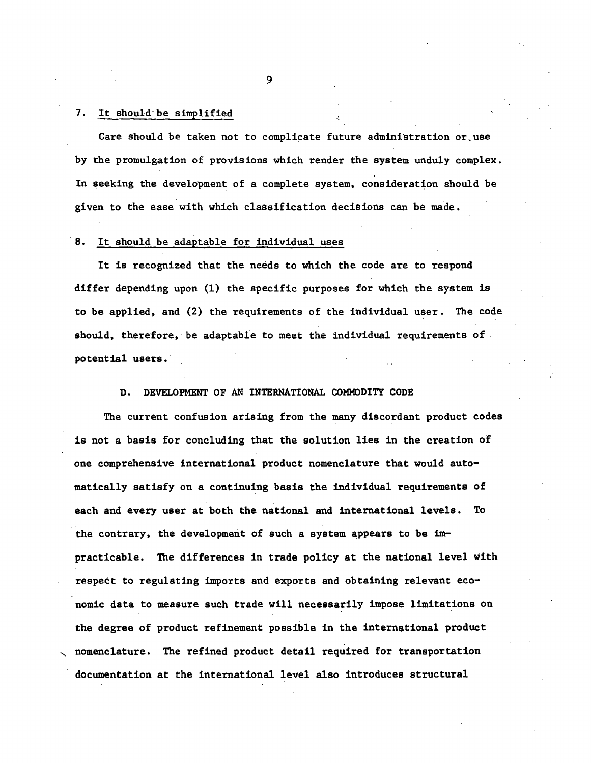7. <u>It should be simplified</u>

Care should be taken not to complicate future administration or use by the promulgation of provisions which render the system unduly complex. In seeking the development of a complete system, consideration should be given to the ease with which classification decisions can be made.

8. <u>It should be adaptable for individual uses</u>

It is recognized that the needs to which the code are to respond differ depending upon (1) the specific purposes for which the system is to be applied, and (2) the requirements of the individual user. The code should, therefore, be adaptable to meet the individual requirements of potential users.

## D. DEVELOPMENT OF AN INTERNATIONAL COMMODITY CODE

The current confusion arising from the many discordant product codes is not a basis for concluding that the solution lies in the creation of one comprehensive international product nomenclature that would automatically satisfy on a continuing basis the individual requirements of each and every user at both the national and international levels. To the contrary, the development of such a system appears to be impracticable. The differences in trade policy at the national level with respect to regulating imports and exports and obtaining relevant economic data to measure such trade will necessarily impose limitations on the degree of product refinement possible in the international product nomenclature. The refined product detail required for transportation documentation at the international level also introduces structural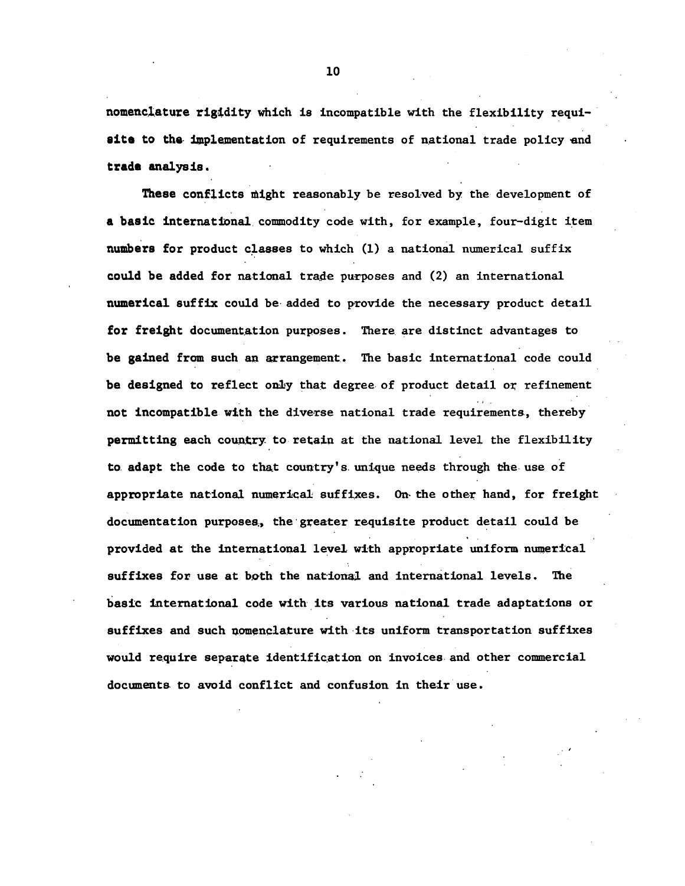nomenclature rigidity which is incompatible with the flexibility requisite to the implementation of requirements of national trade policy and trade analysis.

These conflicts might reasonably be resolved by the development of a basic international commodity code with, for example, four-digit item numbers for product classes to which (1) a national numerical suffix could be added for national trade purposes and (2) an international numerical suffix could be added to provide the necessary product detail for freight documentation purposes. There are distinct advantages to be gained from such an arrangement. The basic international code could be designed to reflect only that degree of product detail or refinement not incompatible with the diverse national trade requirements, thereby permitting each country to retain at the national level the flexibility to adapt the code to that country's unique needs through the use of appropriate national numerical suffixes. On the other hand, for freight documentation purposes, the greater requisite product detail could be provided at the international level with appropriate uniform numerical suffixes for use at both the national and international levels. The basic international code with its various national trade adaptations or suffixes and such nomenclature with its uniform transportation suffixes would require separate identification on invoices and other commercial documents to avoid conflict and confusion in their use.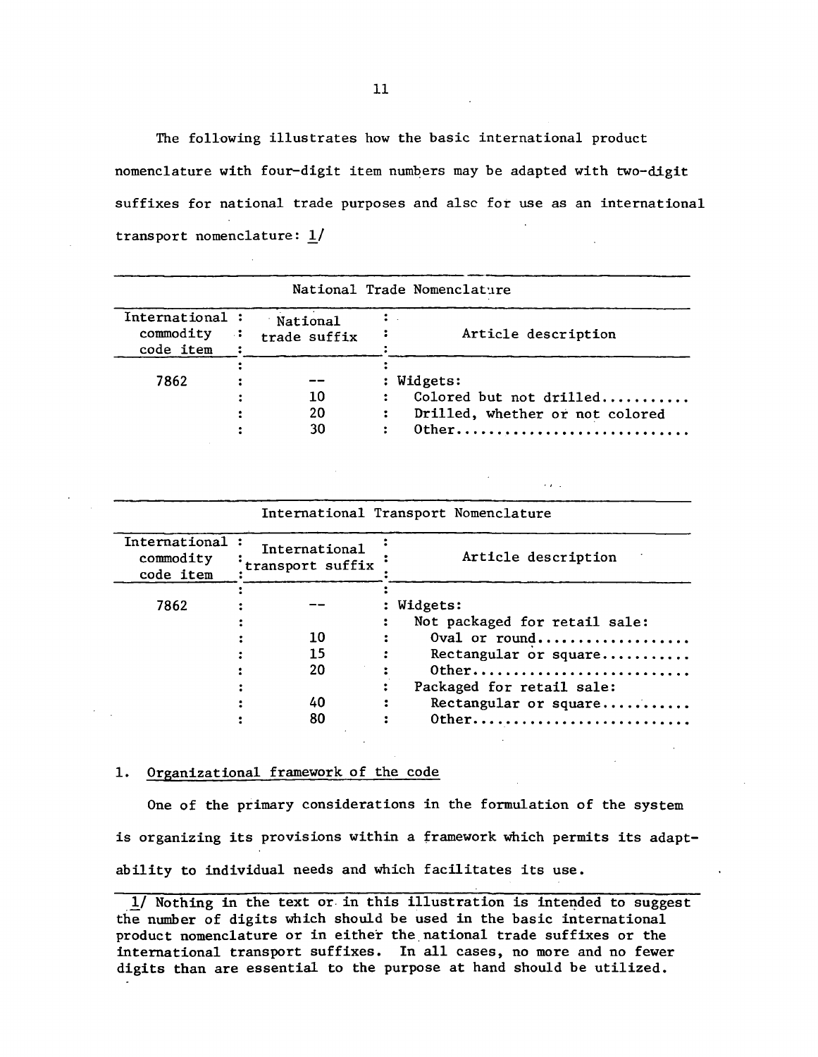The following illustrates how the basic international product nomenclature with four-digit item numbers may be adapted with two-digit suffixes for national trade purposes and also for use as an international transport nomenclature: 1/

National Trade Nomenclature

| International commodity code item | National trade suffix | Article description |
|---|---|---|
| 7862 | -- | Widgets: |
| | 10 | Colored but not drilled........... |
| | 20 | Drilled, whether or not colored |
| | 30 | Other............................ |

International Transport Nomenclature

| International commodity code item | International transport suffix | Article description |
|---|---|---|
| 7862 | -- | Widgets: |
| | | Not packaged for retail sale: |
| | 10 | Oval or round.................. |
| | 15 | Rectangular or square........... |
| | 20 | Other.......................... |
| | | Packaged for retail sale: |
| | 40 | Rectangular or square........... |
| | 80 | Other.......................... |

## 1. Organizational framework of the code

One of the primary considerations in the formulation of the system is organizing its provisions within a framework which permits its adaptability to individual needs and which facilitates its use.

1/ Nothing in the text or in this illustration is intended to suggest the number of digits which should be used in the basic international product nomenclature or in either the national trade suffixes or the international transport suffixes. In all cases, no more and no fewer digits than are essential to the purpose at hand should be utilized.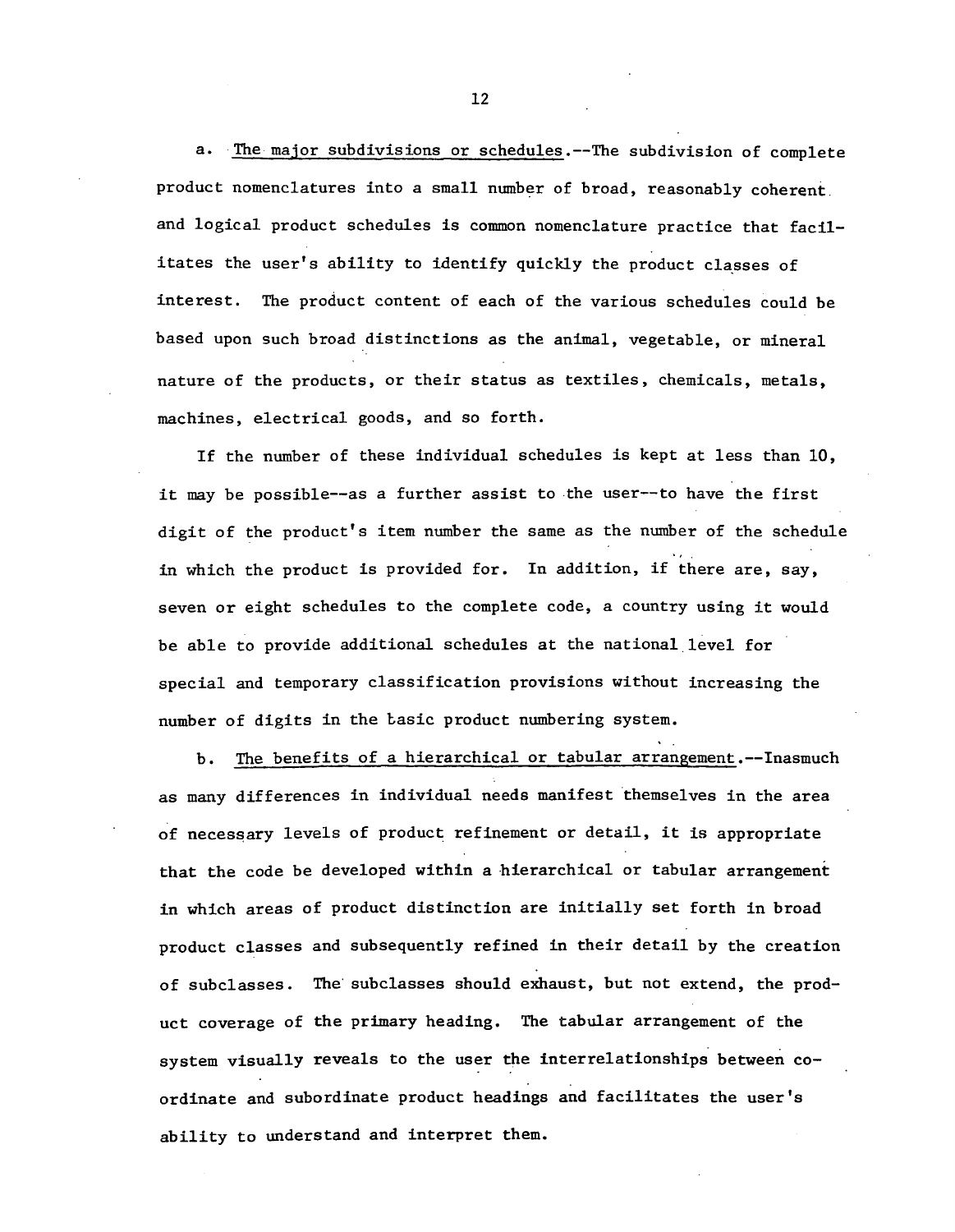a. The major subdivisions or schedules.--The subdivision of complete product nomenclatures into a small number of broad, reasonably coherent and logical product schedules is common nomenclature practice that facilitates the user's ability to identify quickly the product classes of interest. The product content of each of the various schedules could be based upon such broad distinctions as the animal, vegetable, or mineral nature of the products, or their status as textiles, chemicals, metals, machines, electrical goods, and so forth.

If the number of these individual schedules is kept at less than 10, it may be possible--as a further assist to the user--to have the first digit of the product's item number the same as the number of the schedule in which the product is provided for. In addition, if there are, say, seven or eight schedules to the complete code, a country using it would be able to provide additional schedules at the national level for special and temporary classification provisions without increasing the number of digits in the basic product numbering system.

b. The benefits of a hierarchical or tabular arrangement.--Inasmuch as many differences in individual needs manifest themselves in the area of necessary levels of product refinement or detail, it is appropriate that the code be developed within a hierarchical or tabular arrangement in which areas of product distinction are initially set forth in broad product classes and subsequently refined in their detail by the creation of subclasses. The subclasses should exhaust, but not extend, the product coverage of the primary heading. The tabular arrangement of the system visually reveals to the user the interrelationships between coordinate and subordinate product headings and facilitates the user's ability to understand and interpret them.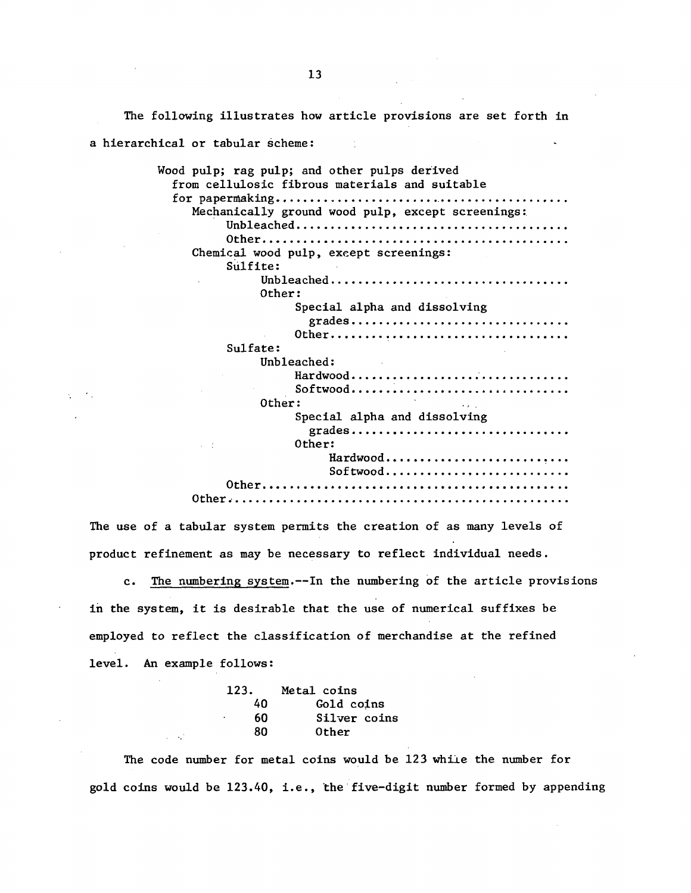The following illustrates how article provisions are set forth in a hierarchical or tabular scheme:

```
Wood pulp; rag pulp; and other pulps derived
  from cellulosic fibrous materials and suitable
  for papermaking.........................................
    Mechanically ground wood pulp, except screenings:
        Unbleached......................................
        Other...........................................
    Chemical wood pulp, except screenings:
        Sulfite:
            Unbleached..................................
            Other:
                Special alpha and dissolving
                  grades................................
                Other...................................
        Sulfate:
            Unbleached:
                Hardwood................................
                Softwood................................
            Other:
                Special alpha and dissolving
                  grades................................
                Other:
                    Hardwood............................
                    Softwood............................
        Other...........................................
    Other...............................................
```

The use of a tabular system permits the creation of as many levels of product refinement as may be necessary to reflect individual needs.

c. The numbering system.--In the numbering of the article provisions in the system, it is desirable that the use of numerical suffixes be employed to reflect the classification of merchandise at the refined level. An example follows:

```
123.    Metal coins
    40      Gold coins
    60      Silver coins
    80      Other
```

The code number for metal coins would be 123 while the number for gold coins would be 123.40, i.e., the five-digit number formed by appending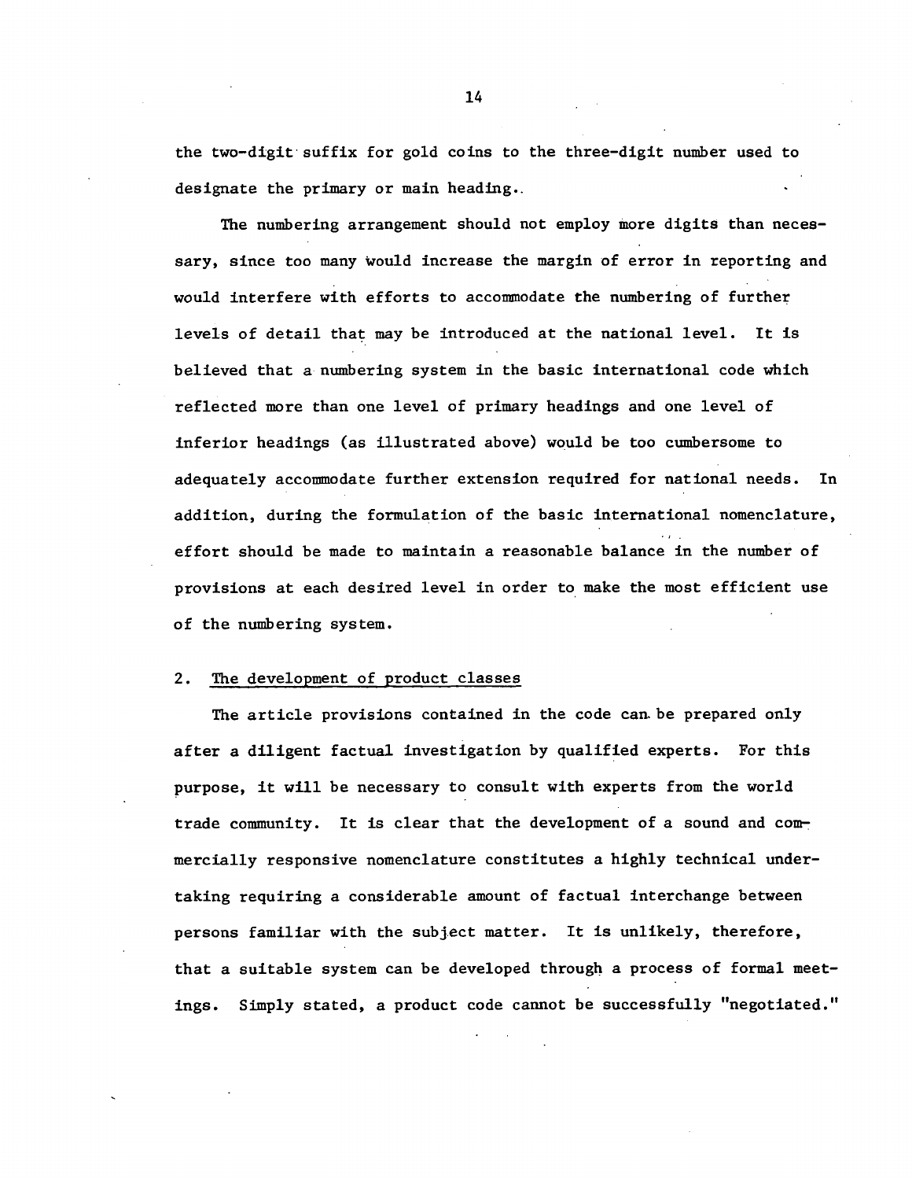the two-digit suffix for gold coins to the three-digit number used to designate the primary or main heading.

The numbering arrangement should not employ more digits than necessary, since too many would increase the margin of error in reporting and would interfere with efforts to accommodate the numbering of further levels of detail that may be introduced at the national level. It is believed that a numbering system in the basic international code which reflected more than one level of primary headings and one level of inferior headings (as illustrated above) would be too cumbersome to adequately accommodate further extension required for national needs. In addition, during the formulation of the basic international nomenclature, effort should be made to maintain a reasonable balance in the number of provisions at each desired level in order to make the most efficient use of the numbering system.

## 2. The development of product classes

The article provisions contained in the code can be prepared only after a diligent factual investigation by qualified experts. For this purpose, it will be necessary to consult with experts from the world trade community. It is clear that the development of a sound and commercially responsive nomenclature constitutes a highly technical undertaking requiring a considerable amount of factual interchange between persons familiar with the subject matter. It is unlikely, therefore, that a suitable system can be developed through a process of formal meetings. Simply stated, a product code cannot be successfully "negotiated."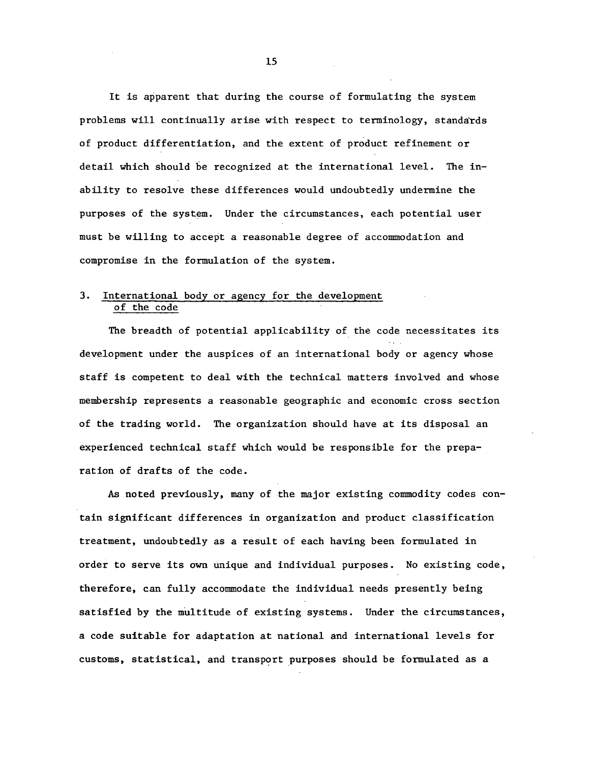It is apparent that during the course of formulating the system problems will continually arise with respect to terminology, standards of product differentiation, and the extent of product refinement or detail which should be recognized at the international level. The inability to resolve these differences would undoubtedly undermine the purposes of the system. Under the circumstances, each potential user must be willing to accept a reasonable degree of accommodation and compromise in the formulation of the system.

### 3. International body or agency for the development of the code

The breadth of potential applicability of the code necessitates its development under the auspices of an international body or agency whose staff is competent to deal with the technical matters involved and whose membership represents a reasonable geographic and economic cross section of the trading world. The organization should have at its disposal an experienced technical staff which would be responsible for the preparation of drafts of the code.

As noted previously, many of the major existing commodity codes contain significant differences in organization and product classification treatment, undoubtedly as a result of each having been formulated in order to serve its own unique and individual purposes. No existing code, therefore, can fully accommodate the individual needs presently being satisfied by the multitude of existing systems. Under the circumstances, a code suitable for adaptation at national and international levels for customs, statistical, and transport purposes should be formulated as a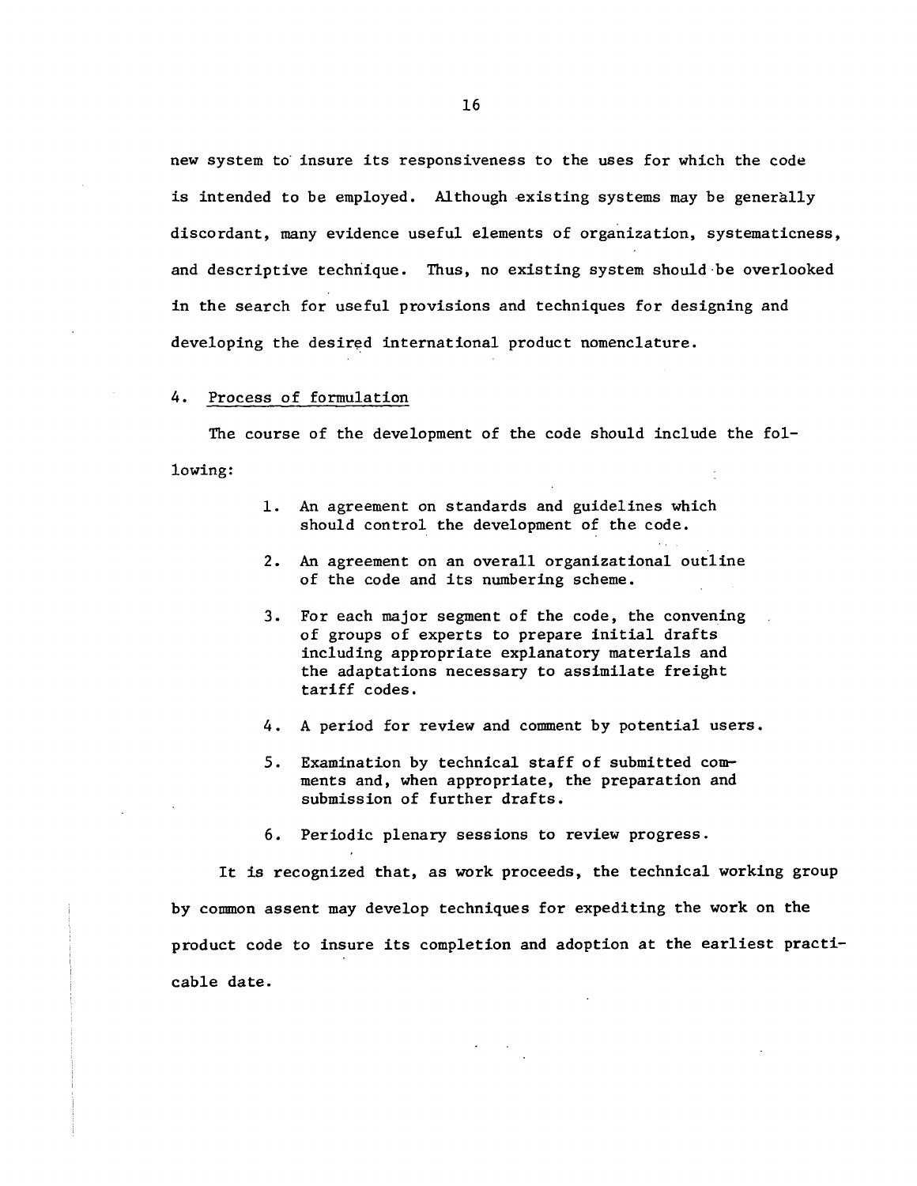new system to insure its responsiveness to the uses for which the code is intended to be employed. Although existing systems may be generally discordant, many evidence useful elements of organization, systematicness, and descriptive technique. Thus, no existing system should be overlooked in the search for useful provisions and techniques for designing and developing the desired international product nomenclature.

4. Process of formulation

The course of the development of the code should include the following:

1. An agreement on standards and guidelines which should control the development of the code.

2. An agreement on an overall organizational outline of the code and its numbering scheme.

3. For each major segment of the code, the convening of groups of experts to prepare initial drafts including appropriate explanatory materials and the adaptations necessary to assimilate freight tariff codes.

4. A period for review and comment by potential users.

5. Examination by technical staff of submitted comments and, when appropriate, the preparation and submission of further drafts.

6. Periodic plenary sessions to review progress.

It is recognized that, as work proceeds, the technical working group by common assent may develop techniques for expediting the work on the product code to insure its completion and adoption at the earliest practicable date.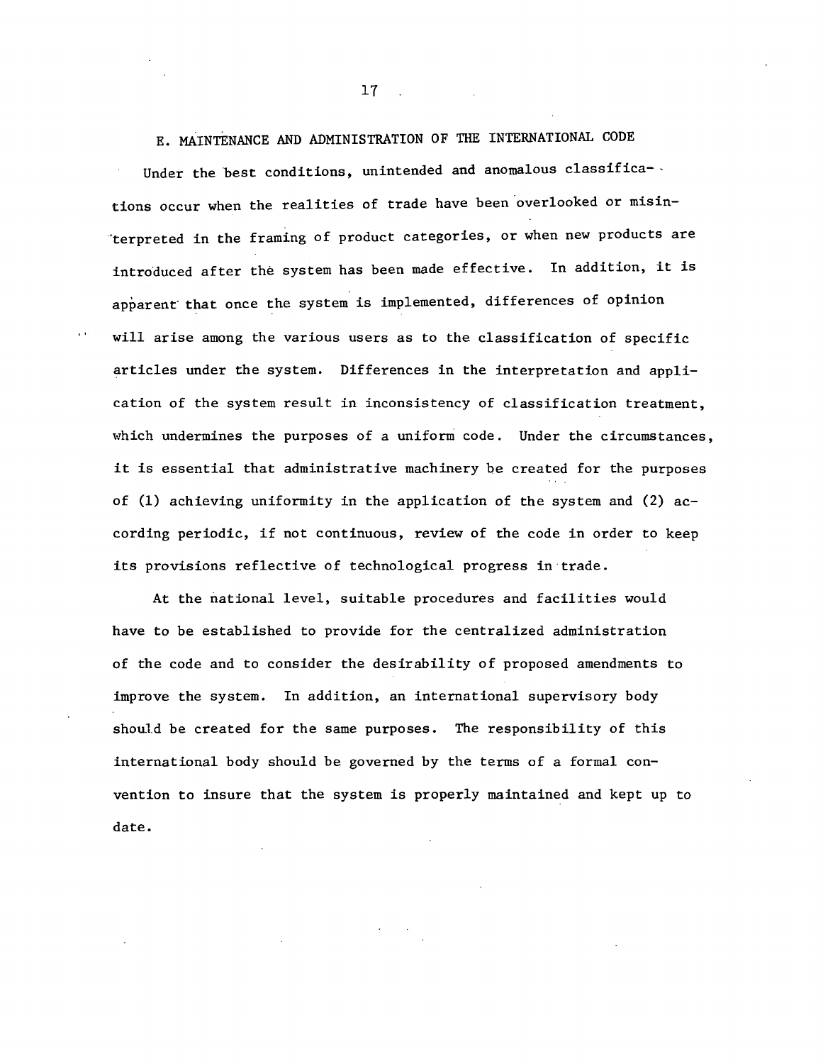## E. MAINTENANCE AND ADMINISTRATION OF THE INTERNATIONAL CODE

Under the best conditions, unintended and anomalous classifications occur when the realities of trade have been overlooked or misinterpreted in the framing of product categories, or when new products are introduced after the system has been made effective. In addition, it is apparent that once the system is implemented, differences of opinion will arise among the various users as to the classification of specific articles under the system. Differences in the interpretation and application of the system result in inconsistency of classification treatment, which undermines the purposes of a uniform code. Under the circumstances, it is essential that administrative machinery be created for the purposes of (1) achieving uniformity in the application of the system and (2) according periodic, if not continuous, review of the code in order to keep its provisions reflective of technological progress in trade.

At the national level, suitable procedures and facilities would have to be established to provide for the centralized administration of the code and to consider the desirability of proposed amendments to improve the system. In addition, an international supervisory body should be created for the same purposes. The responsibility of this international body should be governed by the terms of a formal convention to insure that the system is properly maintained and kept up to date.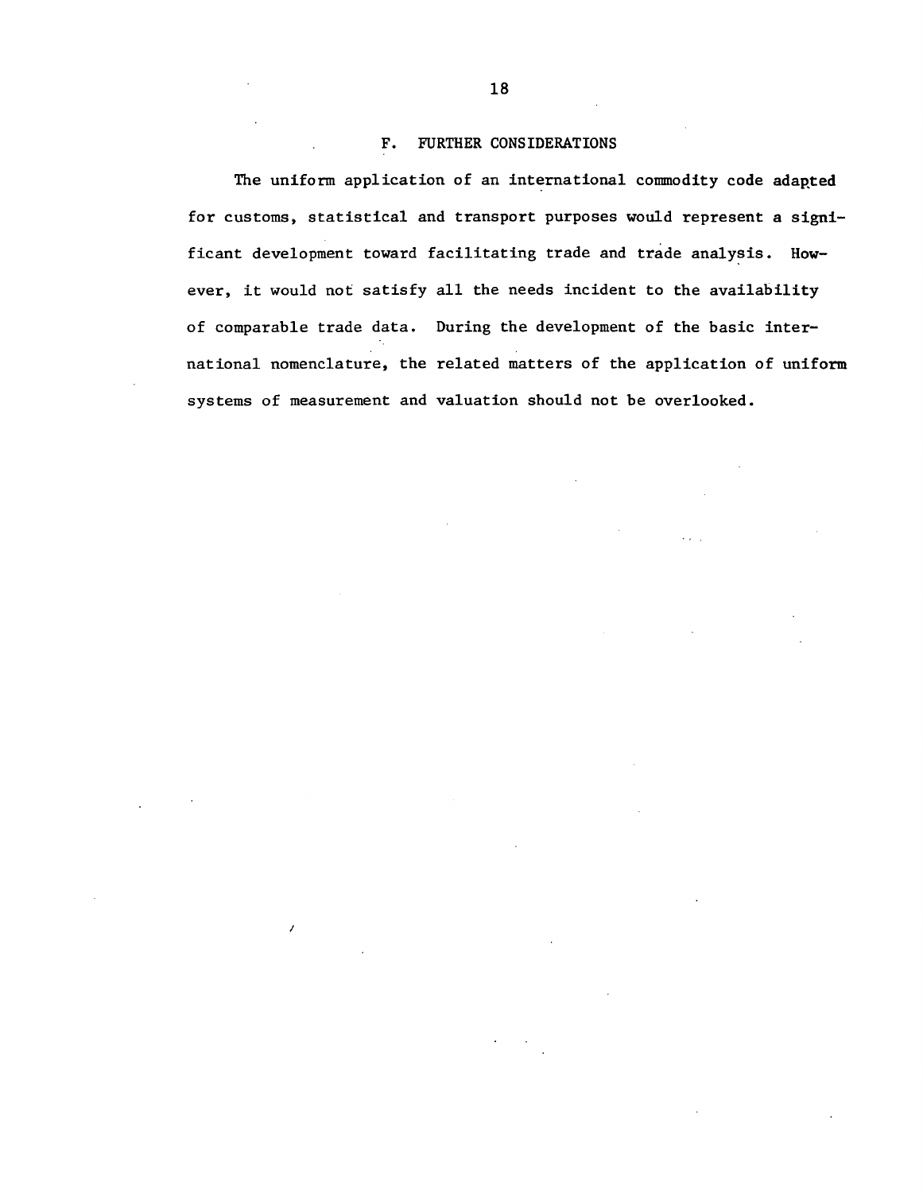## F. FURTHER CONSIDERATIONS

The uniform application of an international commodity code adapted for customs, statistical and transport purposes would represent a significant development toward facilitating trade and trade analysis. However, it would not satisfy all the needs incident to the availability of comparable trade data. During the development of the basic international nomenclature, the related matters of the application of uniform systems of measurement and valuation should not be overlooked.